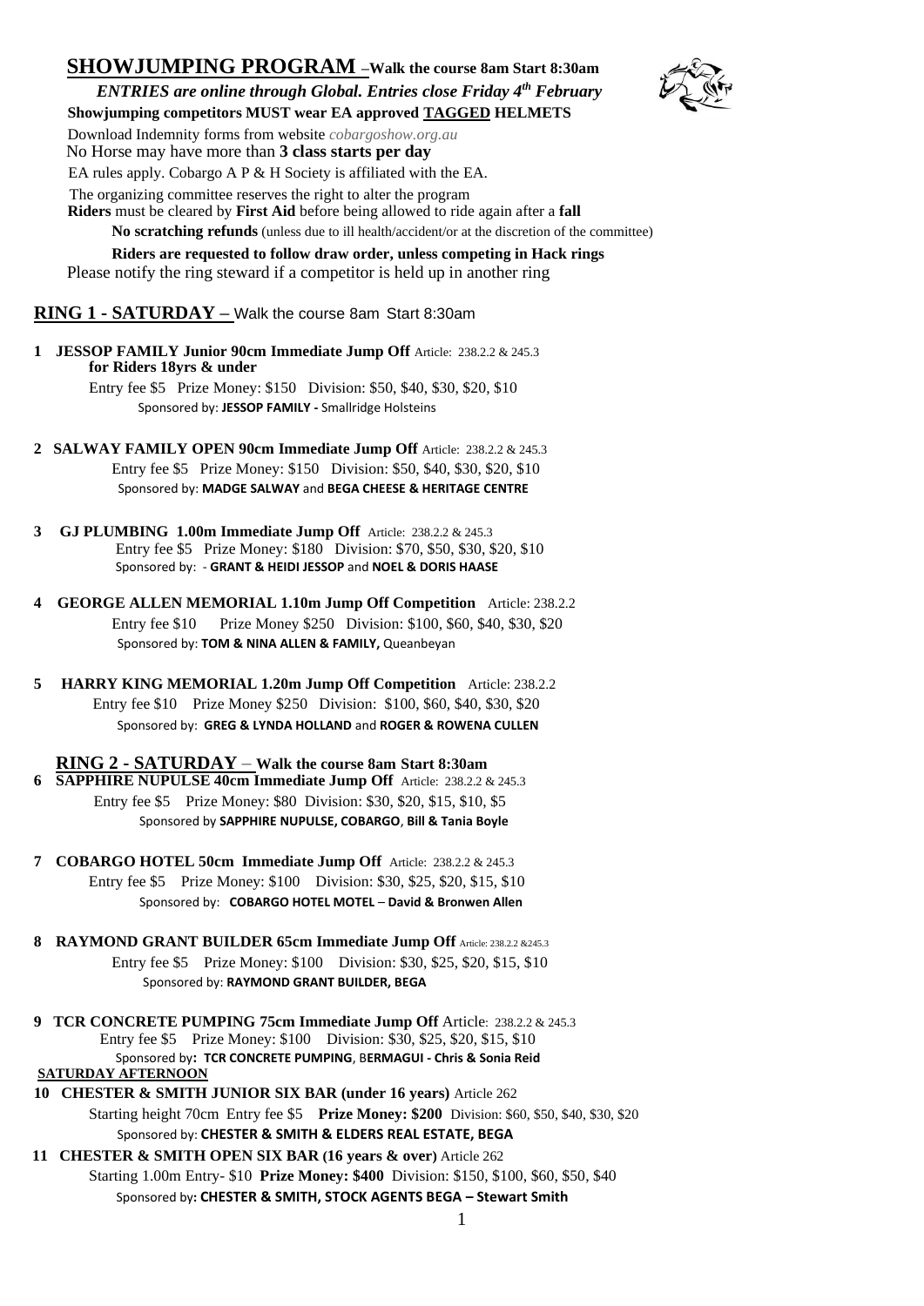# SHOWJUMPING PROGRAM –Walk the course 8am Start 8:30am

***ENTRIES are online through Global. Entries close Friday 4th February***

**Showjumping competitors MUST wear EA approved TAGGED HELMETS**

Download Indemnity forms from website *cobargoshow.org.au*

No Horse may have more than **3 class starts per day**

EA rules apply. Cobargo A P & H Society is affiliated with the EA.

The organizing committee reserves the right to alter the program

**Riders** must be cleared by **First Aid** before being allowed to ride again after a **fall**

**No scratching refunds** (unless due to ill health/accident/or at the discretion of the committee)

**Riders are requested to follow draw order, unless competing in Hack rings**

Please notify the ring steward if a competitor is held up in another ring

## RING 1 - SATURDAY – Walk the course 8am Start 8:30am

**1 JESSOP FAMILY Junior 90cm Immediate Jump Off** Article: 238.2.2 & 245.3 **for Riders 18yrs & under**
Entry fee $5 Prize Money: $150 Division: $50, $40, $30, $20, $10
Sponsored by: **JESSOP FAMILY -** Smallridge Holsteins

**2 SALWAY FAMILY OPEN 90cm Immediate Jump Off** Article: 238.2.2 & 245.3
Entry fee $5 Prize Money: $150 Division: $50, $40, $30, $20, $10
Sponsored by: **MADGE SALWAY** and **BEGA CHEESE & HERITAGE CENTRE**

**3 GJ PLUMBING 1.00m Immediate Jump Off** Article: 238.2.2 & 245.3
Entry fee $5 Prize Money: $180 Division: $70, $50, $30, $20, $10
Sponsored by: - **GRANT & HEIDI JESSOP** and **NOEL & DORIS HAASE**

**4 GEORGE ALLEN MEMORIAL 1.10m Jump Off Competition** Article: 238.2.2
Entry fee $10 Prize Money $250 Division: $100, $60, $40, $30, $20
Sponsored by: **TOM & NINA ALLEN & FAMILY,** Queanbeyan

**5 HARRY KING MEMORIAL 1.20m Jump Off Competition** Article: 238.2.2
Entry fee $10 Prize Money $250 Division: $100, $60, $40, $30, $20
Sponsored by: **GREG & LYNDA HOLLAND** and **ROGER & ROWENA CULLEN**

## RING 2 - SATURDAY – Walk the course 8am Start 8:30am

**6 SAPPHIRE NUPULSE 40cm Immediate Jump Off** Article: 238.2.2 & 245.3
Entry fee $5 Prize Money: $80 Division: $30, $20, $15, $10, $5
Sponsored by **SAPPHIRE NUPULSE, COBARGO**, **Bill & Tania Boyle**

**7 COBARGO HOTEL 50cm Immediate Jump Off** Article: 238.2.2 & 245.3
Entry fee $5 Prize Money: $100 Division: $30, $25, $20, $15, $10
Sponsored by: **COBARGO HOTEL MOTEL** – **David & Bronwen Allen**

**8 RAYMOND GRANT BUILDER 65cm Immediate Jump Off** Article: 238.2.2 &245.3
Entry fee $5 Prize Money: $100 Division: $30, $25, $20, $15, $10
Sponsored by: **RAYMOND GRANT BUILDER, BEGA**

**9 TCR CONCRETE PUMPING 75cm Immediate Jump Off** Article: 238.2.2 & 245.3
Entry fee $5 Prize Money: $100 Division: $30, $25, $20, $15, $10
Sponsored by**: TCR CONCRETE PUMPING**, B**ERMAGUI - Chris & Sonia Reid**

### SATURDAY AFTERNOON

**10 CHESTER & SMITH JUNIOR SIX BAR (under 16 years)** Article 262
Starting height 70cm Entry fee $5 **Prize Money: $200** Division: $60, $50, $40, $30, $20
Sponsored by: **CHESTER & SMITH & ELDERS REAL ESTATE, BEGA**

**11 CHESTER & SMITH OPEN SIX BAR (16 years & over)** Article 262
Starting 1.00m Entry- $10 **Prize Money: $400** Division: $150, $100, $60, $50, $40
Sponsored by**: CHESTER & SMITH, STOCK AGENTS BEGA – Stewart Smith**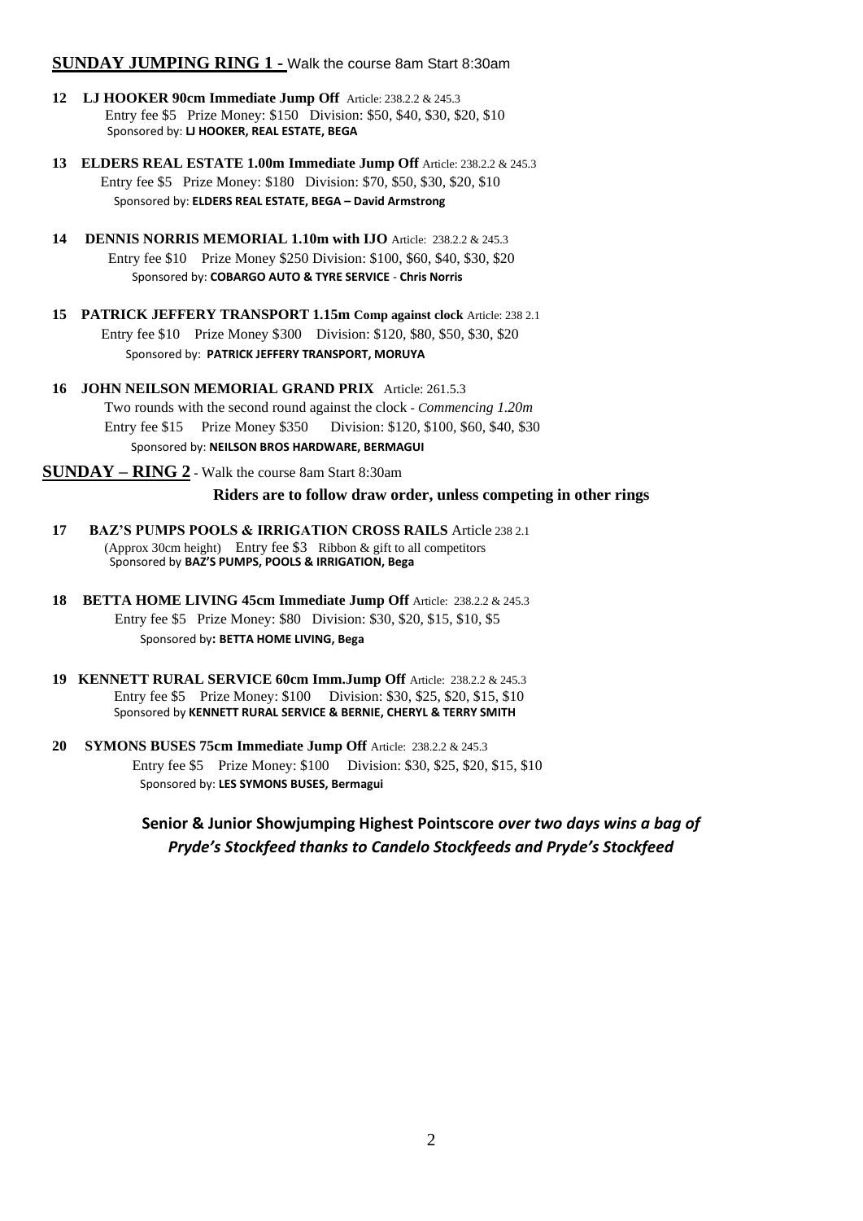## SUNDAY JUMPING RING 1 - Walk the course 8am Start 8:30am

**12 LJ HOOKER 90cm Immediate Jump Off** Article: 238.2.2 & 245.3
Entry fee $5 Prize Money: $150 Division: $50, $40, $30, $20, $10
Sponsored by: **LJ HOOKER, REAL ESTATE, BEGA**

**13 ELDERS REAL ESTATE 1.00m Immediate Jump Off** Article: 238.2.2 & 245.3
Entry fee $5 Prize Money: $180 Division: $70, $50, $30, $20, $10
Sponsored by: **ELDERS REAL ESTATE, BEGA – David Armstrong**

**14 DENNIS NORRIS MEMORIAL 1.10m with IJO** Article: 238.2.2 & 245.3
Entry fee $10 Prize Money $250 Division: $100, $60, $40, $30, $20
Sponsored by: **COBARGO AUTO & TYRE SERVICE** - **Chris Norris**

**15 PATRICK JEFFERY TRANSPORT 1.15m Comp against clock** Article: 238 2.1
Entry fee $10 Prize Money $300 Division: $120, $80, $50, $30, $20
Sponsored by: **PATRICK JEFFERY TRANSPORT, MORUYA**

**16 JOHN NEILSON MEMORIAL GRAND PRIX** Article: 261.5.3
Two rounds with the second round against the clock - *Commencing 1.20m*
Entry fee $15 Prize Money $350 Division: $120, $100, $60, $40, $30
Sponsored by: **NEILSON BROS HARDWARE, BERMAGUI**

## SUNDAY – RING 2 - Walk the course 8am Start 8:30am

**Riders are to follow draw order, unless competing in other rings**

**17 BAZ'S PUMPS POOLS & IRRIGATION CROSS RAILS** Article 238 2.1
(Approx 30cm height) Entry fee $3 Ribbon & gift to all competitors
Sponsored by **BAZ'S PUMPS, POOLS & IRRIGATION, Bega**

**18 BETTA HOME LIVING 45cm Immediate Jump Off** Article: 238.2.2 & 245.3
Entry fee $5 Prize Money: $80 Division: $30, $20, $15, $10, $5
Sponsored by**: BETTA HOME LIVING, Bega**

**19 KENNETT RURAL SERVICE 60cm Imm.Jump Off** Article: 238.2.2 & 245.3
Entry fee $5 Prize Money: $100 Division: $30, $25, $20, $15, $10
Sponsored by **KENNETT RURAL SERVICE & BERNIE, CHERYL & TERRY SMITH**

**20 SYMONS BUSES 75cm Immediate Jump Off** Article: 238.2.2 & 245.3
Entry fee $5 Prize Money: $100 Division: $30, $25, $20, $15, $10
Sponsored by: **LES SYMONS BUSES, Bermagui**

**Senior & Junior Showjumping Highest Pointscore *over two days wins a bag of Pryde's Stockfeed thanks to Candelo Stockfeeds and Pryde's Stockfeed***